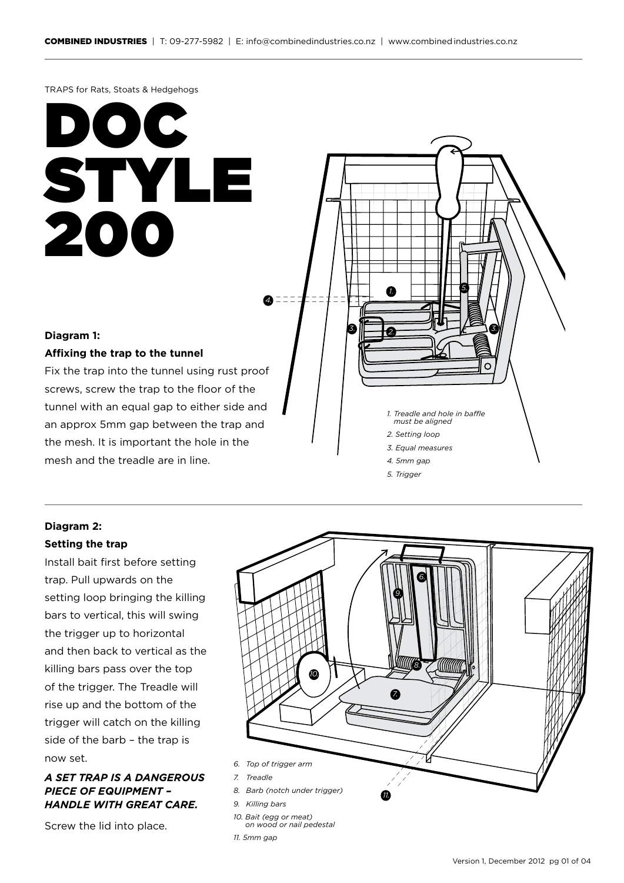TRAPS for Rats, Stoats & Hedgehogs

# DOC STYLE 200

**Diagram 1:**

**Affixing the trap to the tunnel**

Fix the trap into the tunnel using rust proof screws, screw the trap to the floor of the tunnel with an equal gap to either side and an approx 5mm gap between the trap and the mesh. It is important the hole in the mesh and the treadle are in line.

*1. Treadle and hole in baffle must be aligned*
*2. Setting loop*
*3. Equal measures*
*4. 5mm gap*
*5. Trigger*

**Diagram 2:**

**Setting the trap**

Install bait first before setting trap. Pull upwards on the setting loop bringing the killing bars to vertical, this will swing the trigger up to horizontal and then back to vertical as the killing bars pass over the top of the trigger. The Treadle will rise up and the bottom of the trigger will catch on the killing side of the barb – the trap is now set.

***A SET TRAP IS A DANGEROUS PIECE OF EQUIPMENT – HANDLE WITH GREAT CARE.***

Screw the lid into place.

*6. Top of trigger arm*
*7. Treadle*
*8. Barb (notch under trigger)*
*9. Killing bars*
*10. Bait (egg or meat) on wood or nail pedestal*
*11. 5mm gap*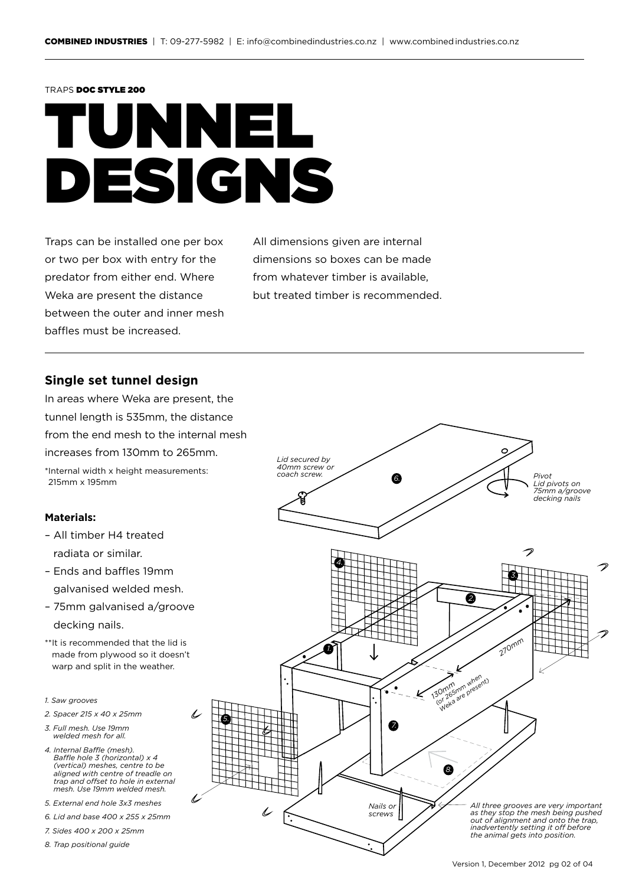TRAPS **DOC STYLE 200**

# TUNNEL DESIGNS

Traps can be installed one per box or two per box with entry for the predator from either end. Where Weka are present the distance between the outer and inner mesh baffles must be increased.

All dimensions given are internal dimensions so boxes can be made from whatever timber is available, but treated timber is recommended.

## Single set tunnel design

In areas where Weka are present, the tunnel length is 535mm, the distance from the end mesh to the internal mesh increases from 130mm to 265mm.

*Internal width x height measurements: 215mm x 195mm

### Materials:

- All timber H4 treated radiata or similar.
- Ends and baffles 19mm galvanised welded mesh.
- 75mm galvanised a/groove decking nails.

**It is recommended that the lid is made from plywood so it doesn't warp and split in the weather.

*1. Saw grooves*

*2. Spacer 215 x 40 x 25mm*

*3. Full mesh. Use 19mm welded mesh for all.*

*4. Internal Baffle (mesh). Baffle hole 3 (horizontal) x 4 (vertical) meshes, centre to be aligned with centre of treadle on trap and offset to hole in external mesh. Use 19mm welded mesh.*

*5. External end hole 3x3 meshes*

*6. Lid and base 400 x 255 x 25mm*

*7. Sides 400 x 200 x 25mm*

*8. Trap positional guide*

*Lid secured by 40mm screw or coach screw.*

*Pivot Lid pivots on 75mm a/groove decking nails*

*270mm*

*130mm (or 265mm when Weka are present)*

*Nails or screws*

*All three grooves are very important as they stop the mesh being pushed out of alignment and onto the trap, inadvertently setting it off before the animal gets into position.*

Version 1, December 2012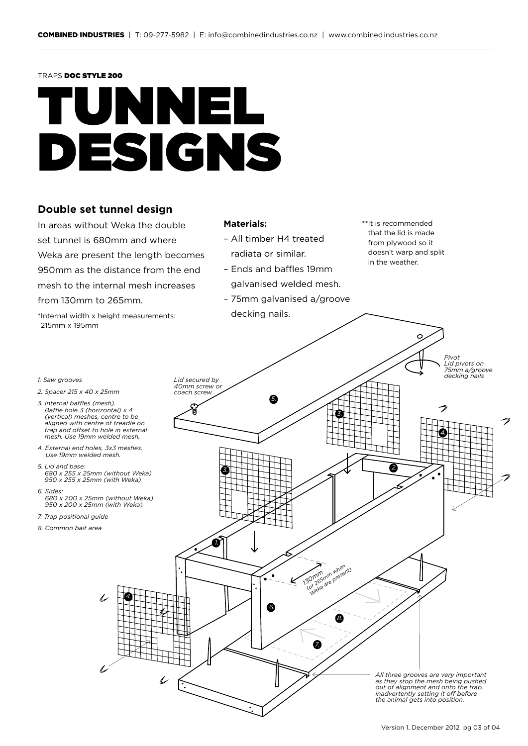TRAPS **DOC STYLE 200**

# TUNNEL DESIGNS

## Double set tunnel design

In areas without Weka the double set tunnel is 680mm and where Weka are present the length becomes 950mm as the distance from the end mesh to the internal mesh increases from 130mm to 265mm.

*Internal width x height measurements: 215mm x 195mm

**Materials:**

- All timber H4 treated radiata or similar.
- Ends and baffles 19mm galvanised welded mesh.
- 75mm galvanised a/groove decking nails.

**It is recommended that the lid is made from plywood so it doesn't warp and split in the weather.

*1. Saw grooves*

*2. Spacer 215 x 40 x 25mm*

*3. Internal baffles (mesh). Baffle hole 3 (horizontal) x 4 (vertical) meshes, centre to be aligned with centre of treadle on trap and offset to hole in external mesh. Use 19mm welded mesh.*

*4. External end holes, 3x3 meshes. Use 19mm welded mesh.*

*5. Lid and base: 680 x 255 x 25mm (without Weka) 950 x 255 x 25mm (with Weka)*

*6. Sides: 680 x 200 x 25mm (without Weka) 950 x 200 x 25mm (with Weka)*

*7. Trap positional guide*

*8. Common bait area*

*Lid secured by 40mm screw or coach screw.*

*Pivot Lid pivots on 75mm a/groove decking nails*

*130mm (or 265mm when Weka are present)*

*All three grooves are very important as they stop the mesh being pushed out of alignment and onto the trap, inadvertently setting it off before the animal gets into position.*

Version 1, December 2012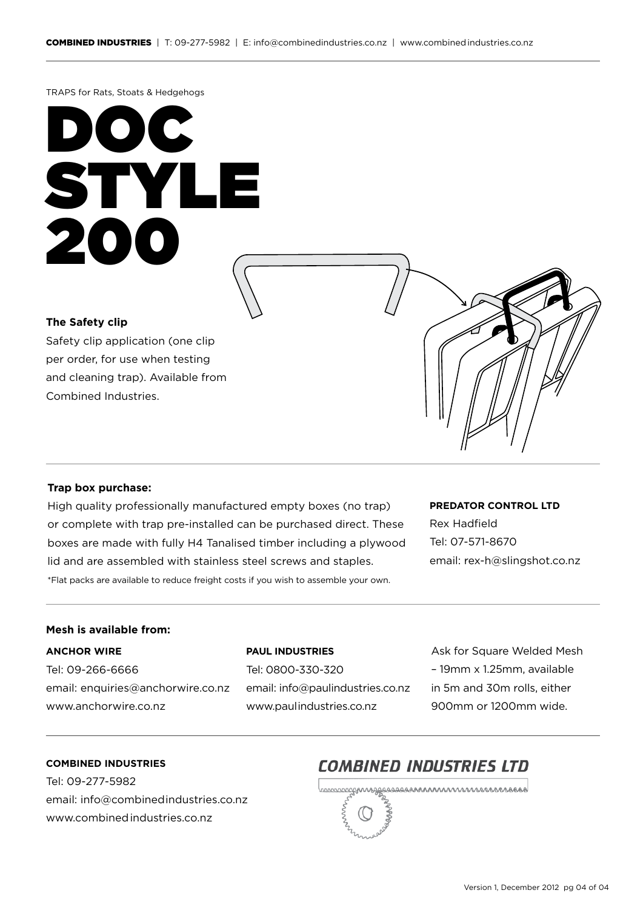TRAPS for Rats, Stoats & Hedgehogs

# DOC STYLE 200

**The Safety clip**

Safety clip application (one clip per order, for use when testing and cleaning trap). Available from Combined Industries.

**Trap box purchase:**

High quality professionally manufactured empty boxes (no trap) or complete with trap pre-installed can be purchased direct. These boxes are made with fully H4 Tanalised timber including a plywood lid and are assembled with stainless steel screws and staples.

*Flat packs are available to reduce freight costs if you wish to assemble your own.

**PREDATOR CONTROL LTD**
Rex Hadfield
Tel: 07-571-8670
email: rex-h@slingshot.co.nz

**Mesh is available from:**

**ANCHOR WIRE**
Tel: 09-266-6666
email: enquiries@anchorwire.co.nz
www.anchorwire.co.nz

**PAUL INDUSTRIES**
Tel: 0800-330-320
email: info@paulindustries.co.nz
www.paulindustries.co.nz

Ask for Square Welded Mesh – 19mm x 1.25mm, available in 5m and 30m rolls, either 900mm or 1200mm wide.

**COMBINED INDUSTRIES**
Tel: 09-277-5982
email: info@combinedindustries.co.nz
www.combinedindustries.co.nz

COMBINED INDUSTRIES LTD

Version 1, December 2012